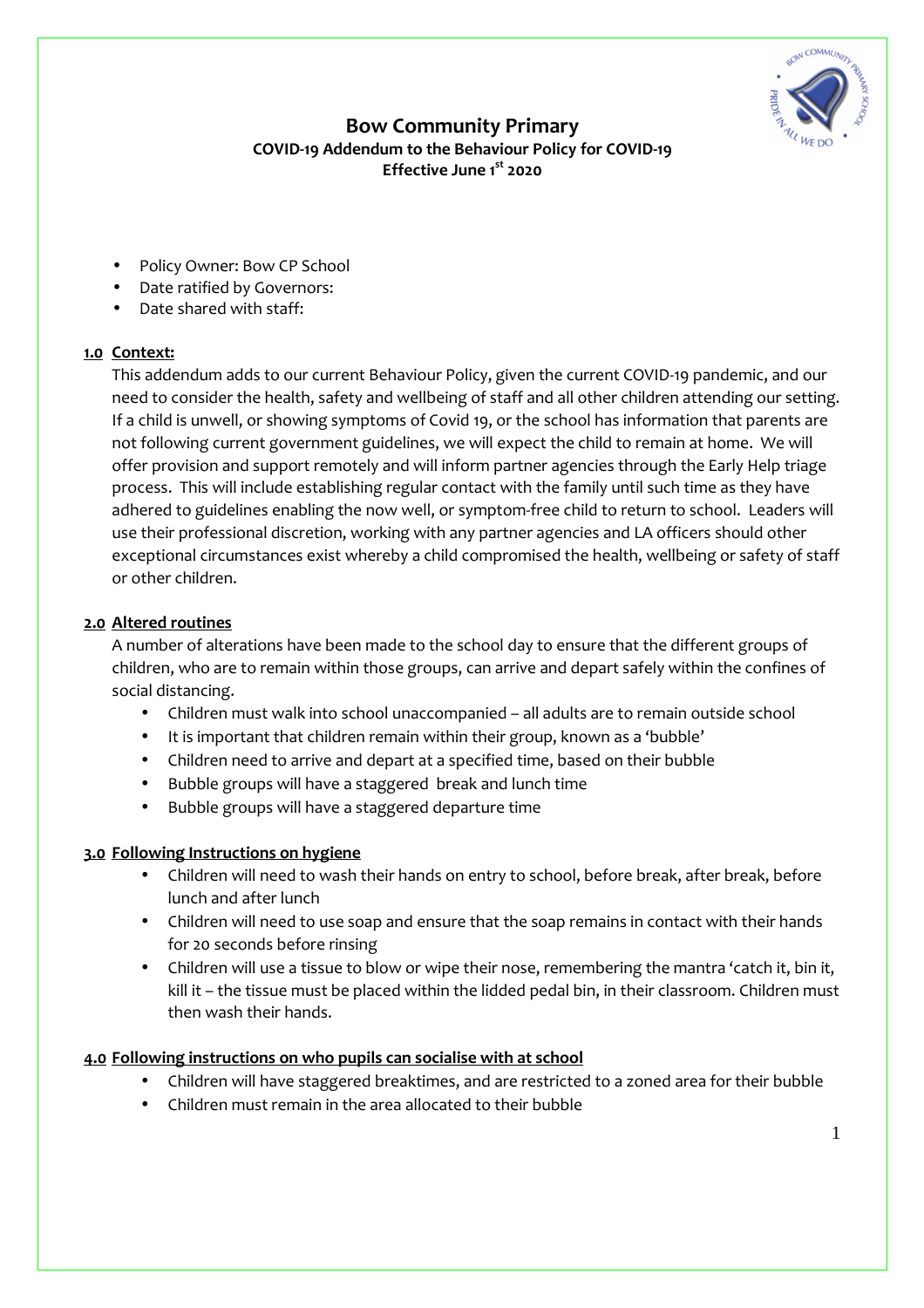# Bow Community Primary

**COVID-19 Addendum to the Behaviour Policy for COVID-19**
**Effective June 1st 2020**

- Policy Owner: Bow CP School
- Date ratified by Governors:
- Date shared with staff:

## 1.0 Context:

This addendum adds to our current Behaviour Policy, given the current COVID-19 pandemic, and our need to consider the health, safety and wellbeing of staff and all other children attending our setting. If a child is unwell, or showing symptoms of Covid 19, or the school has information that parents are not following current government guidelines, we will expect the child to remain at home. We will offer provision and support remotely and will inform partner agencies through the Early Help triage process. This will include establishing regular contact with the family until such time as they have adhered to guidelines enabling the now well, or symptom-free child to return to school. Leaders will use their professional discretion, working with any partner agencies and LA officers should other exceptional circumstances exist whereby a child compromised the health, wellbeing or safety of staff or other children.

## 2.0 Altered routines

A number of alterations have been made to the school day to ensure that the different groups of children, who are to remain within those groups, can arrive and depart safely within the confines of social distancing.

- Children must walk into school unaccompanied – all adults are to remain outside school
- It is important that children remain within their group, known as a 'bubble'
- Children need to arrive and depart at a specified time, based on their bubble
- Bubble groups will have a staggered break and lunch time
- Bubble groups will have a staggered departure time

## 3.0 Following Instructions on hygiene

- Children will need to wash their hands on entry to school, before break, after break, before lunch and after lunch
- Children will need to use soap and ensure that the soap remains in contact with their hands for 20 seconds before rinsing
- Children will use a tissue to blow or wipe their nose, remembering the mantra 'catch it, bin it, kill it – the tissue must be placed within the lidded pedal bin, in their classroom. Children must then wash their hands.

## 4.0 Following instructions on who pupils can socialise with at school

- Children will have staggered breaktimes, and are restricted to a zoned area for their bubble
- Children must remain in the area allocated to their bubble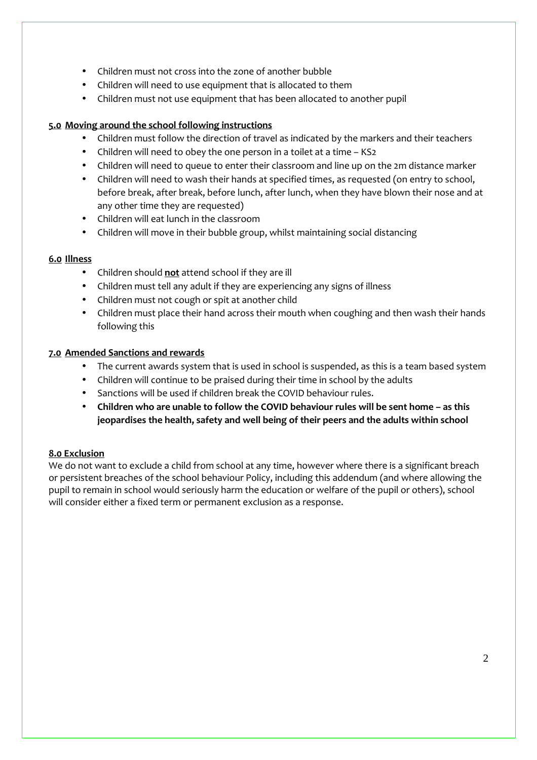- Children must not cross into the zone of another bubble
- Children will need to use equipment that is allocated to them
- Children must not use equipment that has been allocated to another pupil

## 5.0 Moving around the school following instructions

- Children must follow the direction of travel as indicated by the markers and their teachers
- Children will need to obey the one person in a toilet at a time – KS2
- Children will need to queue to enter their classroom and line up on the 2m distance marker
- Children will need to wash their hands at specified times, as requested (on entry to school, before break, after break, before lunch, after lunch, when they have blown their nose and at any other time they are requested)
- Children will eat lunch in the classroom
- Children will move in their bubble group, whilst maintaining social distancing

## 6.0 Illness

- Children should **not** attend school if they are ill
- Children must tell any adult if they are experiencing any signs of illness
- Children must not cough or spit at another child
- Children must place their hand across their mouth when coughing and then wash their hands following this

## 7.0 Amended Sanctions and rewards

- The current awards system that is used in school is suspended, as this is a team based system
- Children will continue to be praised during their time in school by the adults
- Sanctions will be used if children break the COVID behaviour rules.
- **Children who are unable to follow the COVID behaviour rules will be sent home – as this jeopardises the health, safety and well being of their peers and the adults within school**

## 8.0 Exclusion

We do not want to exclude a child from school at any time, however where there is a significant breach or persistent breaches of the school behaviour Policy, including this addendum (and where allowing the pupil to remain in school would seriously harm the education or welfare of the pupil or others), school will consider either a fixed term or permanent exclusion as a response.